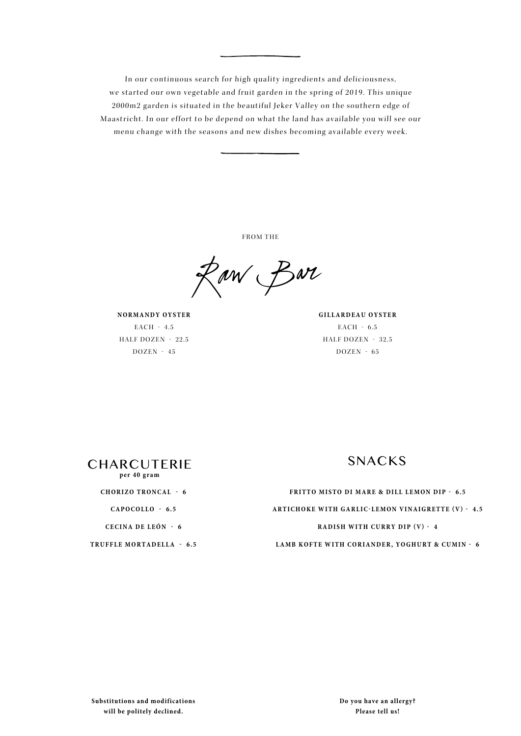---

In our continuous search for high quality ingredients and deliciousness, we started our own vegetable and fruit garden in the spring of 2019. This unique 2000m2 garden is situated in the beautiful Jeker Valley on the southern edge of Maastricht. In our effort to be depend on what the land has available you will see our menu change with the seasons and new dishes becoming available every week.

---

FROM THE

# Raw Bar

**NORMANDY OYSTER**

EACH - 4.5

HALF DOZEN - 22.5

DOZEN - 45

**GILLARDEAU OYSTER**

EACH - 6.5

HALF DOZEN - 32.5

DOZEN - 65

## CHARCUTERIE

**per 40 gram**

**CHORIZO TRONCAL - 6**

**CAPOCOLLO - 6.5**

**CECINA DE LEÓN - 6**

**TRUFFLE MORTADELLA - 6.5**

## SNACKS

**FRITTO MISTO DI MARE & DILL LEMON DIP - 6.5**

**ARTICHOKE WITH GARLIC-LEMON VINAIGRETTE (V) - 4.5**

**RADISH WITH CURRY DIP (V) - 4**

**LAMB KOFTE WITH CORIANDER, YOGHURT & CUMIN - 6**

**Substitutions and modifications will be politely declined.**

**Do you have an allergy? Please tell us!**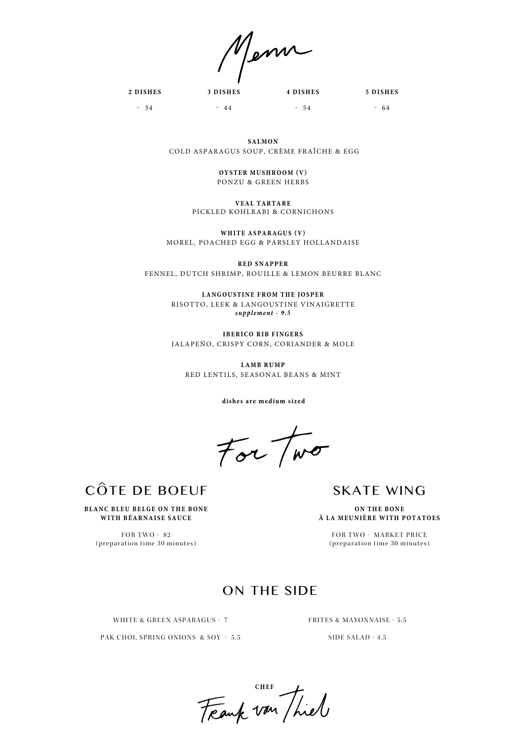# Menu

| 2 DISHES | 3 DISHES | 4 DISHES | 5 DISHES |
| --- | --- | --- | --- |
| - 34 | - 44 | - 54 | - 64 |

**SALMON**
COLD ASPARAGUS SOUP, CRÈME FRAÎCHE & EGG

**OYSTER MUSHROOM (V)**
PONZU & GREEN HERBS

**VEAL TARTARE**
PICKLED KOHLRABI & CORNICHONS

**WHITE ASPARAGUS (V)**
MOREL, POACHED EGG & PARSLEY HOLLANDAISE

**RED SNAPPER**
FENNEL, DUTCH SHRIMP, ROUILLE & LEMON BEURRE BLANC

**LANGOUSTINE FROM THE JOSPER**
RISOTTO, LEEK & LANGOUSTINE VINAIGRETTE
***supplement - 9.5***

**IBERICO RIB FINGERS**
JALAPEÑO, CRISPY CORN, CORIANDER & MOLE

**LAMB RUMP**
RED LENTILS, SEASONAL BEANS & MINT

**dishes are medium sized**

# For Two

## CÔTE DE BOEUF

**BLANC BLEU BELGE ON THE BONE WITH BÉARNAISE SAUCE**

FOR TWO - 82
(preparation time 30 minutes)

## SKATE WING

**ON THE BONE À LA MEUNIÈRE WITH POTATOES**

FOR TWO - MARKET PRICE
(preparation time 30 minutes)

## ON THE SIDE

WHITE & GREEN ASPARAGUS - 7

FRITES & MAYONNAISE - 5.5

PAK CHOI, SPRING ONIONS & SOY - 5.5

SIDE SALAD - 4.5

**CHEF**
Frank van Thiel